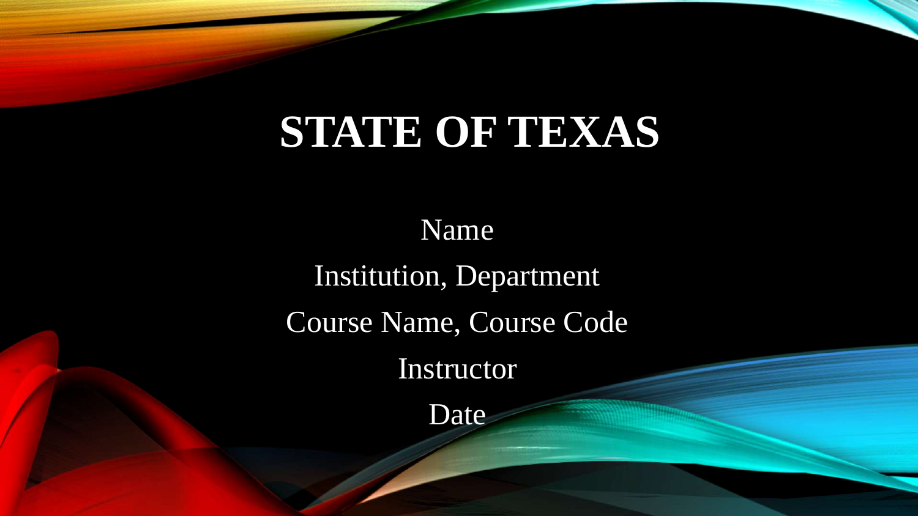# STATE OF TEXAS

Name

Institution, Department

Course Name, Course Code

Instructor

Date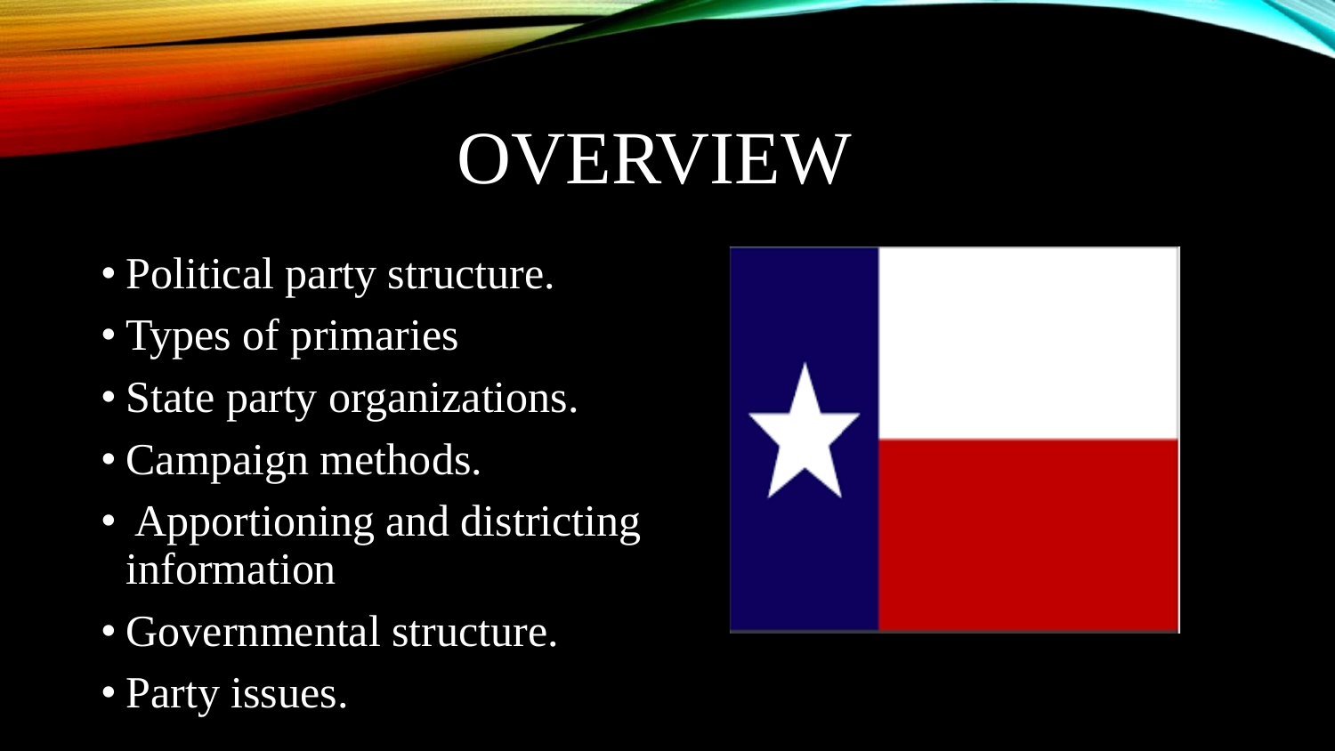# OVERVIEW

- Political party structure.
- Types of primaries
- State party organizations.
- Campaign methods.
- Apportioning and districting information
- Governmental structure.
- Party issues.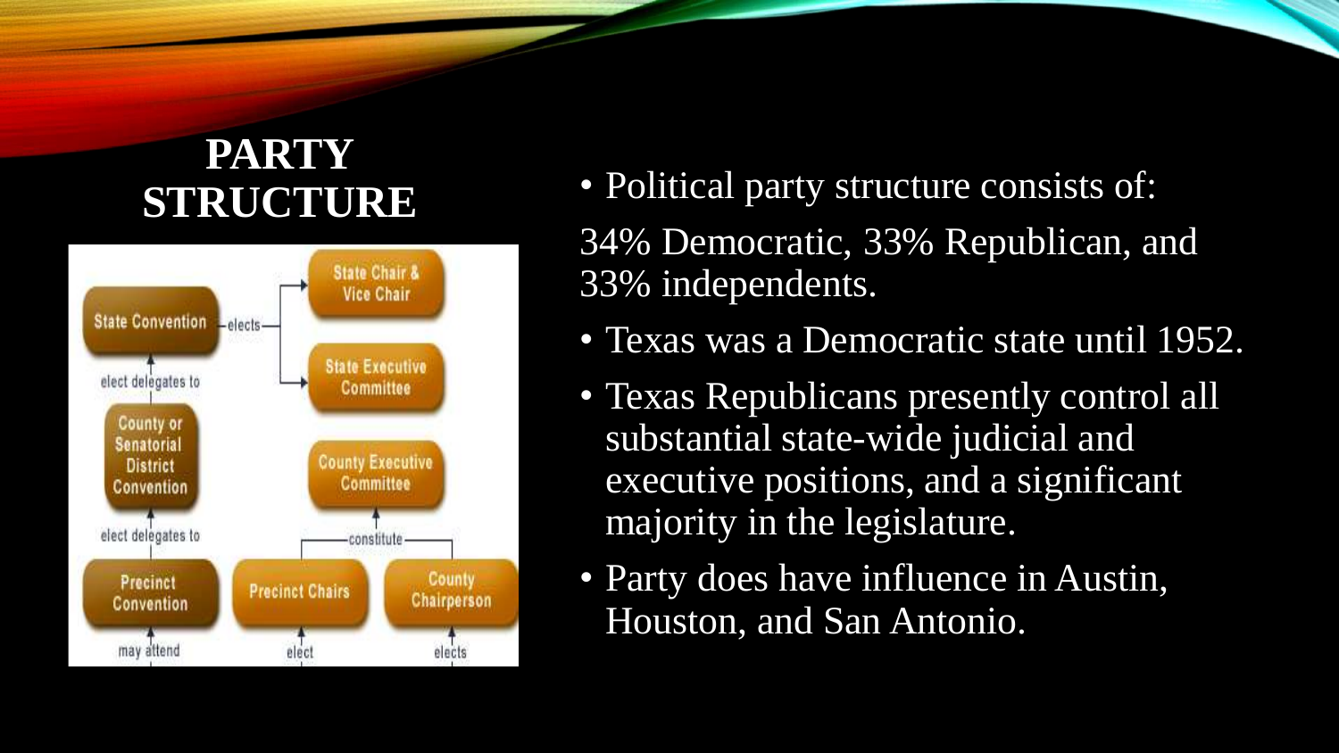# PARTY STRUCTURE

- Political party structure consists of:

34% Democratic, 33% Republican, and 33% independents.

- Texas was a Democratic state until 1952.
- Texas Republicans presently control all substantial state-wide judicial and executive positions, and a significant majority in the legislature.
- Party does have influence in Austin, Houston, and San Antonio.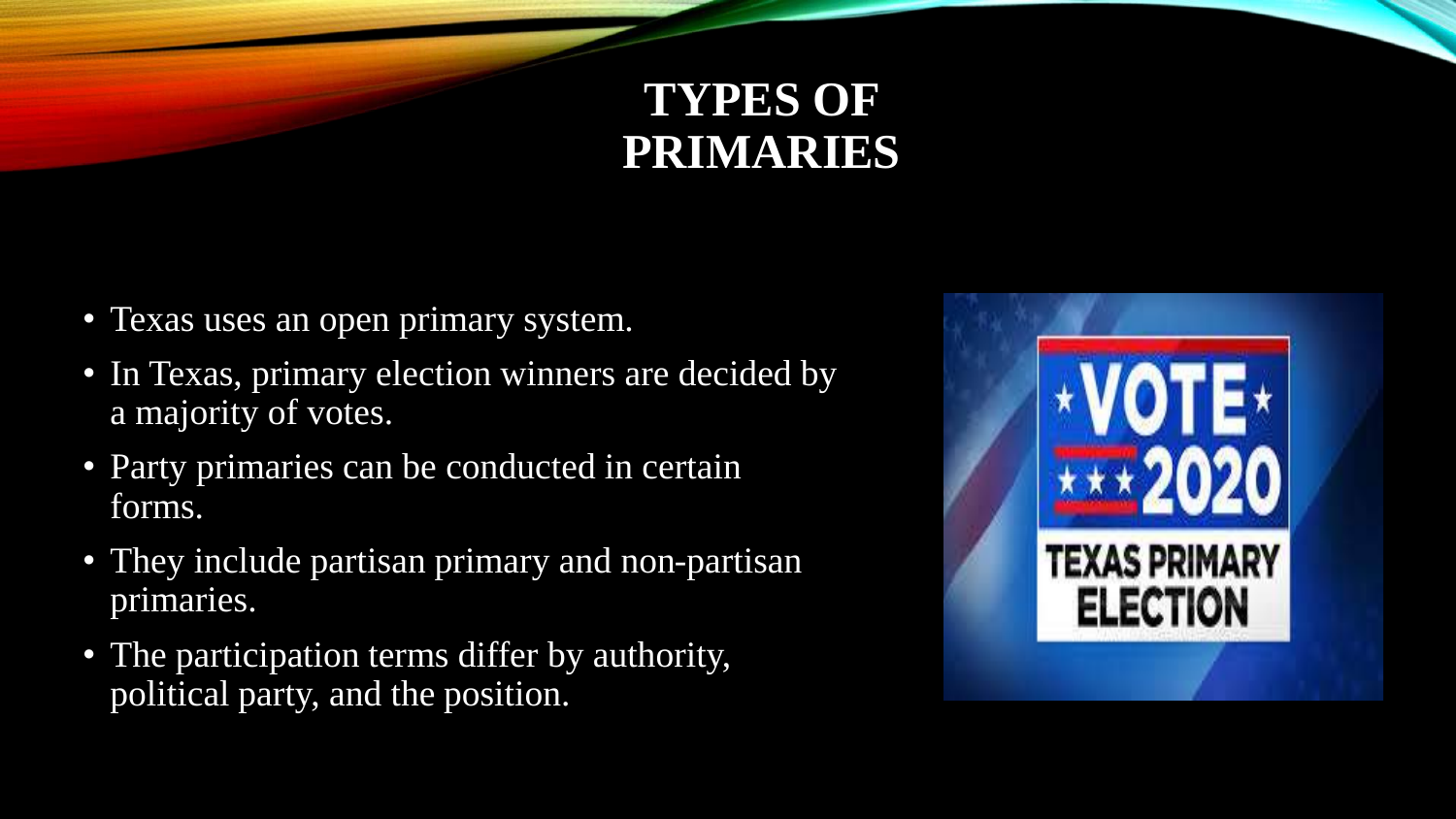# TYPES OF PRIMARIES

- Texas uses an open primary system.
- In Texas, primary election winners are decided by a majority of votes.
- Party primaries can be conducted in certain forms.
- They include partisan primary and non-partisan primaries.
- The participation terms differ by authority, political party, and the position.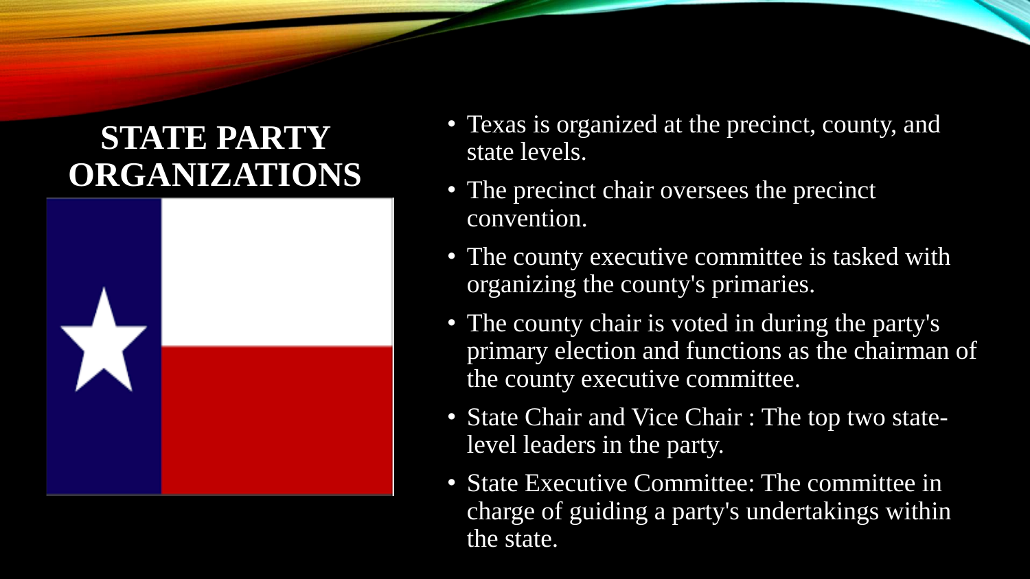# STATE PARTY ORGANIZATIONS

- Texas is organized at the precinct, county, and state levels.
- The precinct chair oversees the precinct convention.
- The county executive committee is tasked with organizing the county's primaries.
- The county chair is voted in during the party's primary election and functions as the chairman of the county executive committee.
- State Chair and Vice Chair : The top two state-level leaders in the party.
- State Executive Committee: The committee in charge of guiding a party's undertakings within the state.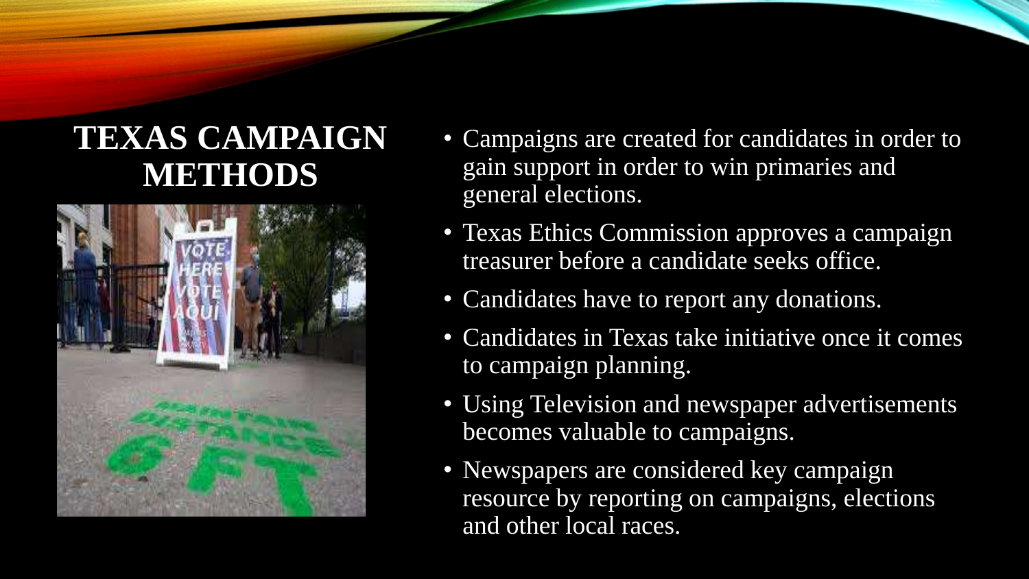# TEXAS CAMPAIGN METHODS

- Campaigns are created for candidates in order to gain support in order to win primaries and general elections.
- Texas Ethics Commission approves a campaign treasurer before a candidate seeks office.
- Candidates have to report any donations.
- Candidates in Texas take initiative once it comes to campaign planning.
- Using Television and newspaper advertisements becomes valuable to campaigns.
- Newspapers are considered key campaign resource by reporting on campaigns, elections and other local races.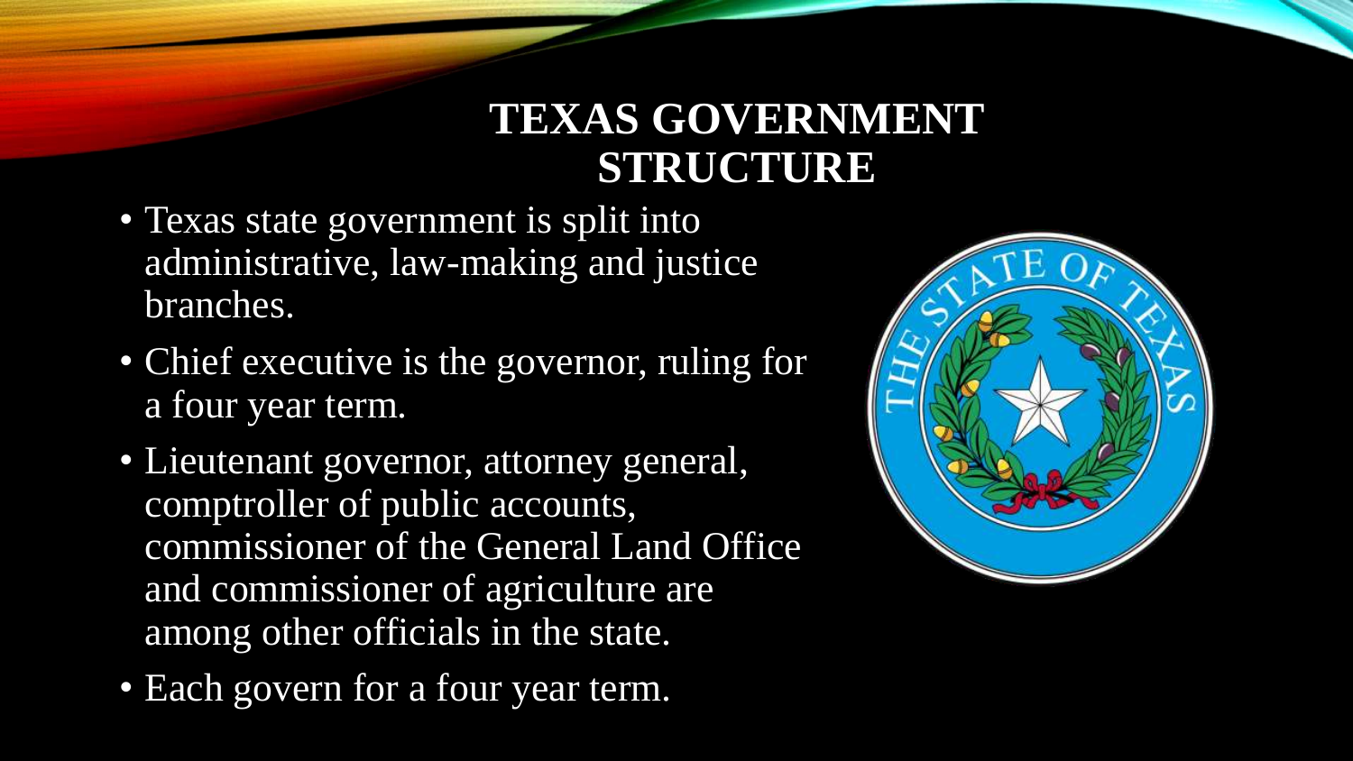# TEXAS GOVERNMENT STRUCTURE

- Texas state government is split into administrative, law-making and justice branches.
- Chief executive is the governor, ruling for a four year term.
- Lieutenant governor, attorney general, comptroller of public accounts, commissioner of the General Land Office and commissioner of agriculture are among other officials in the state.
- Each govern for a four year term.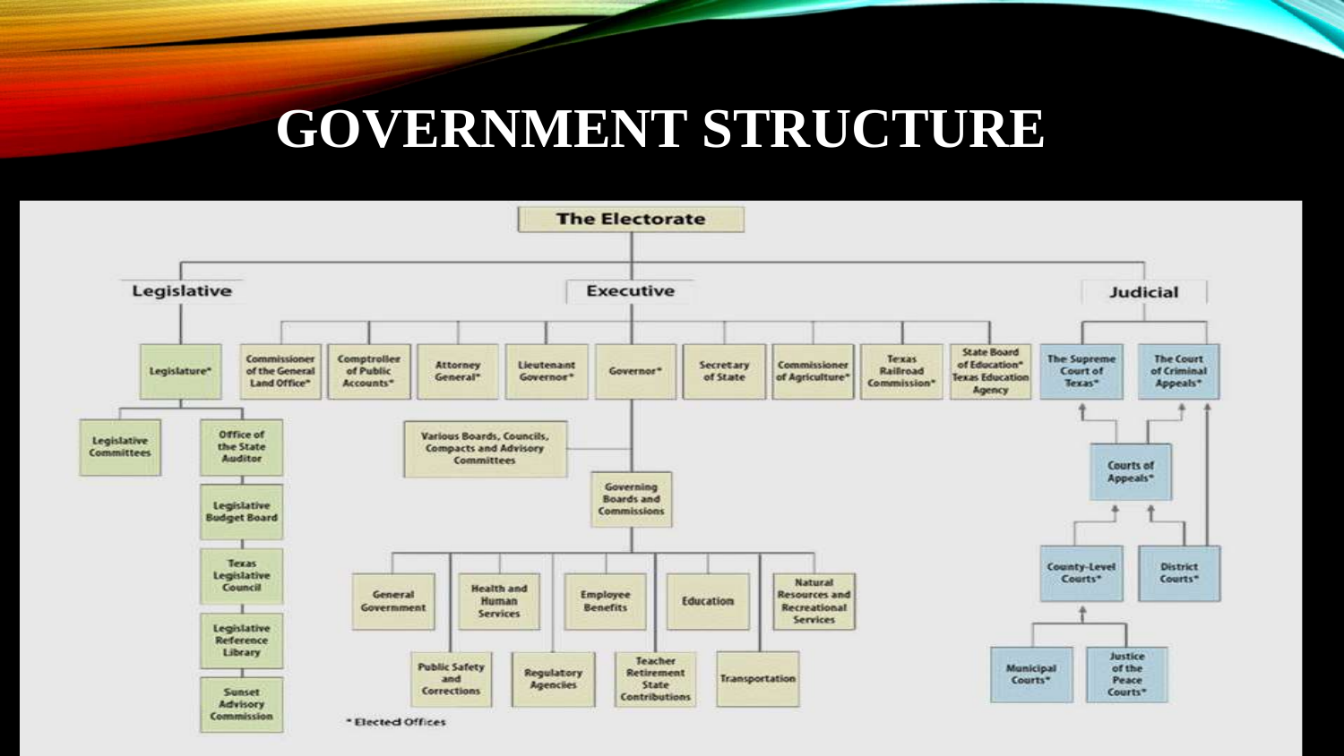# GOVERNMENT STRUCTURE

The Electorate

**Legislative**

- Legislature*
  - Legislative Committees
  - Office of the State Auditor
  - Legislative Budget Board
  - Texas Legislative Council
  - Legislative Reference Library
  - Sunset Advisory Commission

**Executive**

- Commissioner of the General Land Office*
- Comptroller of Public Accounts*
- Attorney General*
- Lieutenant Governor*
- Governor*
  - Various Boards, Councils, Compacts and Advisory Committees
  - Governing Boards and Commissions
    - General Government
    - Public Safety and Corrections
    - Health and Human Services
    - Regulatory Agencies
    - Employee Benefits
    - Teacher Retirement State Contributions
    - Education
    - Transportation
    - Natural Resources and Recreational Services
- Secretary of State
- Commissioner of Agriculture*
- Texas Railroad Commission*
- State Board of Education* Texas Education Agency

**Judicial**

- The Supreme Court of Texas*
- The Court of Criminal Appeals*
  - Courts of Appeals*
    - County-Level Courts*
      - Municipal Courts*
      - Justice of the Peace Courts*
    - District Courts*

* Elected Offices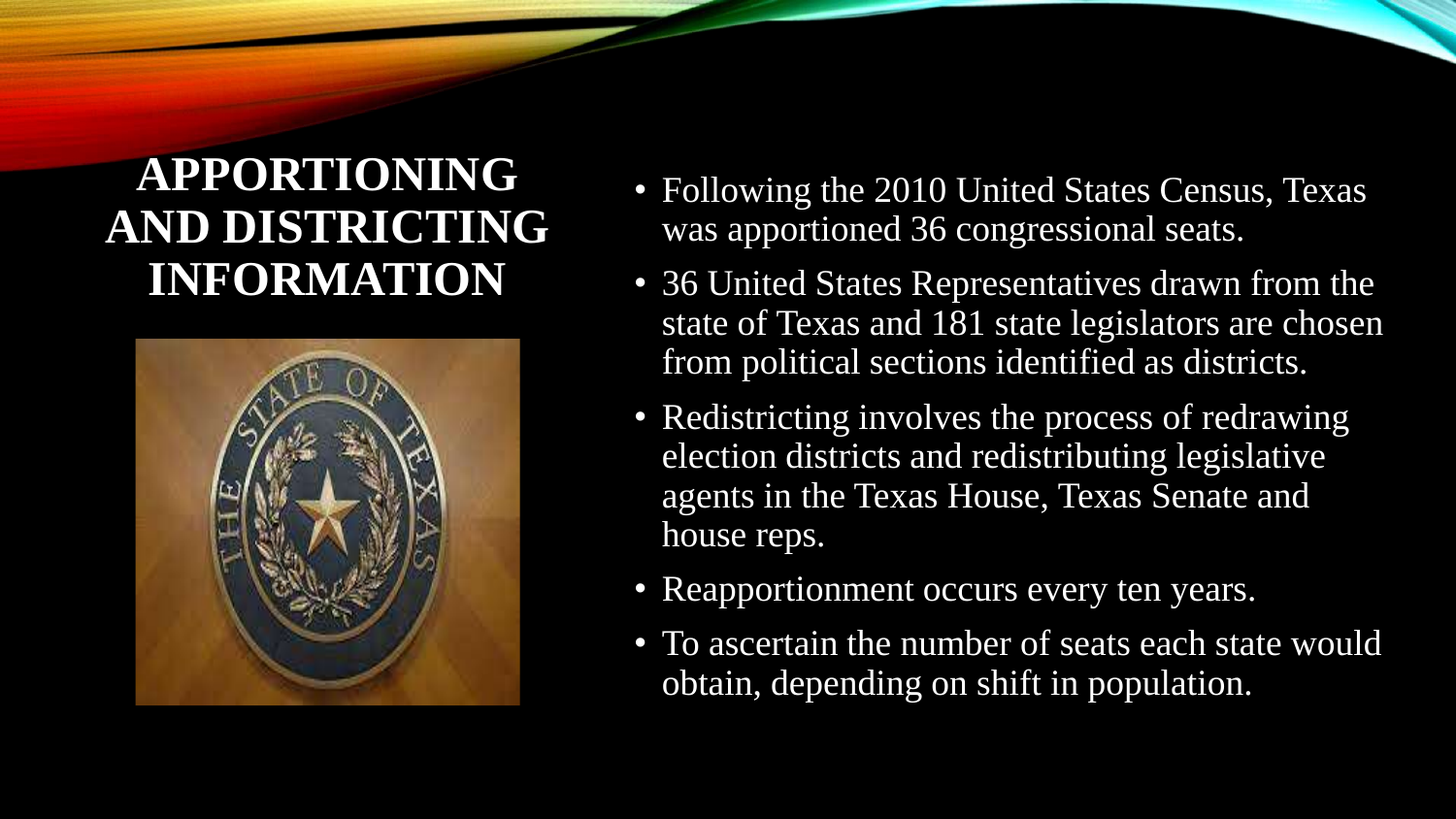# APPORTIONING AND DISTRICTING INFORMATION

- Following the 2010 United States Census, Texas was apportioned 36 congressional seats.
- 36 United States Representatives drawn from the state of Texas and 181 state legislators are chosen from political sections identified as districts.
- Redistricting involves the process of redrawing election districts and redistributing legislative agents in the Texas House, Texas Senate and house reps.
- Reapportionment occurs every ten years.
- To ascertain the number of seats each state would obtain, depending on shift in population.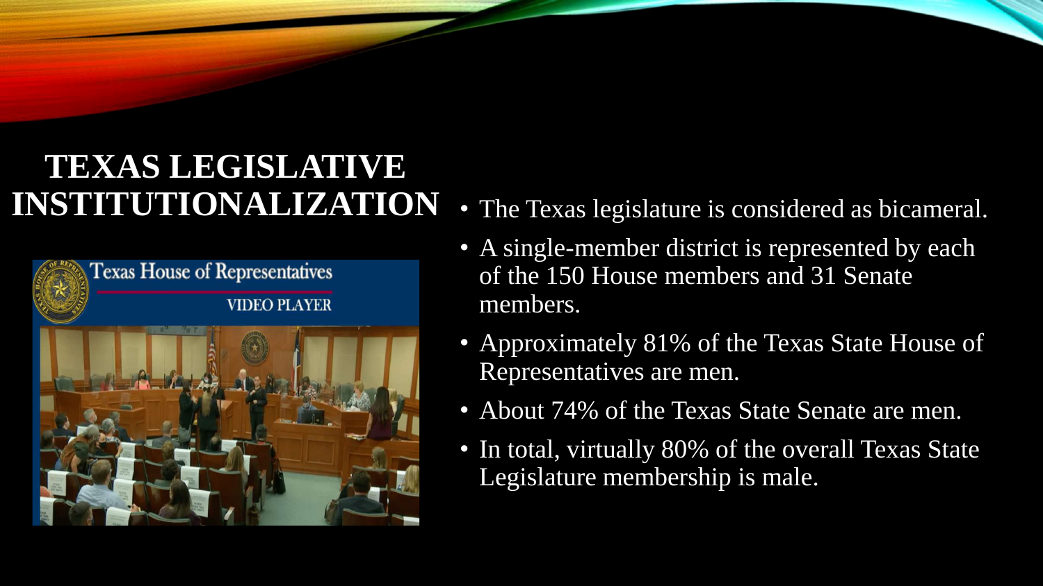# TEXAS LEGISLATIVE INSTITUTIONALIZATION

- The Texas legislature is considered as bicameral.
- A single-member district is represented by each of the 150 House members and 31 Senate members.
- Approximately 81% of the Texas State House of Representatives are men.
- About 74% of the Texas State Senate are men.
- In total, virtually 80% of the overall Texas State Legislature membership is male.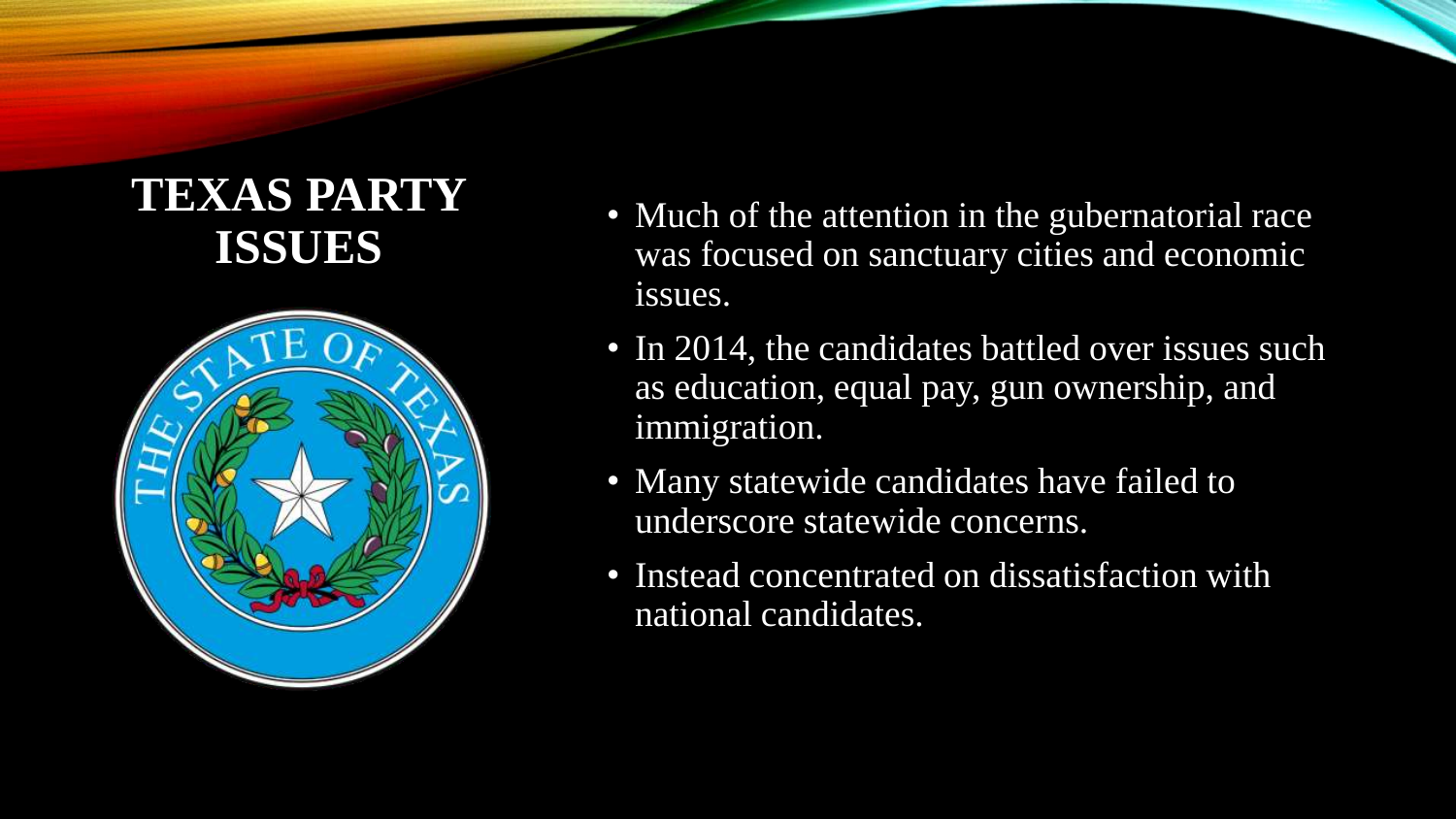# TEXAS PARTY ISSUES

- Much of the attention in the gubernatorial race was focused on sanctuary cities and economic issues.
- In 2014, the candidates battled over issues such as education, equal pay, gun ownership, and immigration.
- Many statewide candidates have failed to underscore statewide concerns.
- Instead concentrated on dissatisfaction with national candidates.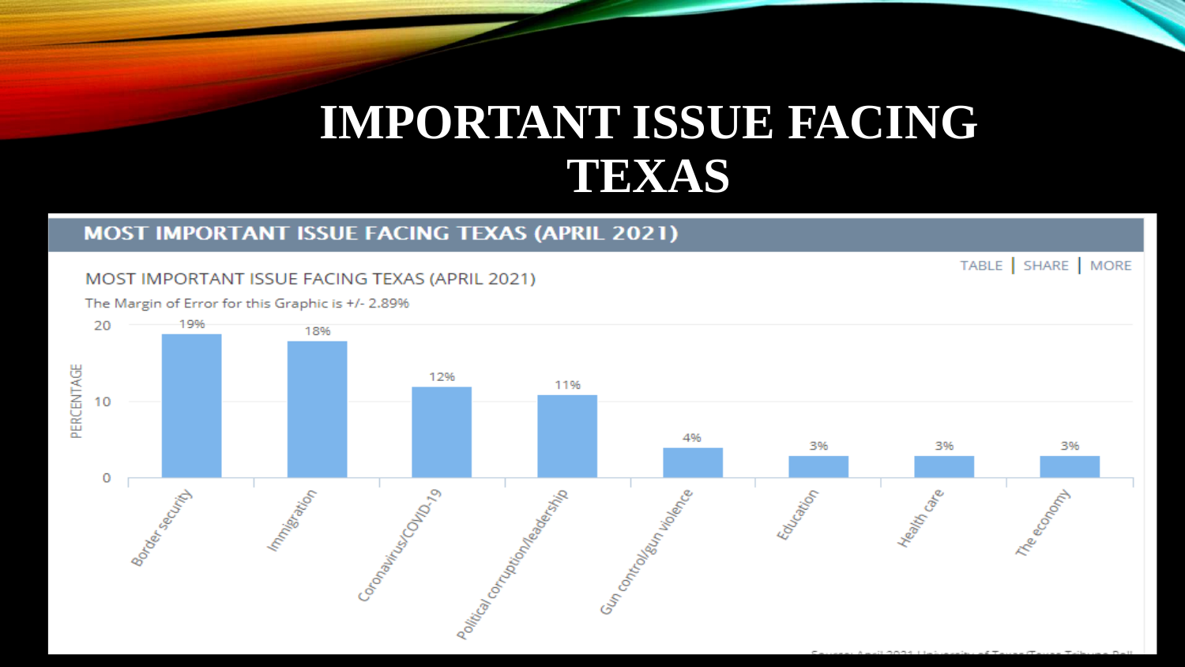# IMPORTANT ISSUE FACING TEXAS

## MOST IMPORTANT ISSUE FACING TEXAS (APRIL 2021)

TABLE | SHARE | MORE

MOST IMPORTANT ISSUE FACING TEXAS (APRIL 2021)

The Margin of Error for this Graphic is +/- 2.89%

| Issue | Percentage |
| --- | --- |
| Border security | 19% |
| Immigration | 18% |
| Coronavirus/COVID-19 | 12% |
| Political corruption/leadership | 11% |
| Gun control/gun violence | 4% |
| Education | 3% |
| Health care | 3% |
| The economy | 3% |

Source: April 2021 University of Texas/Texas Tribune Poll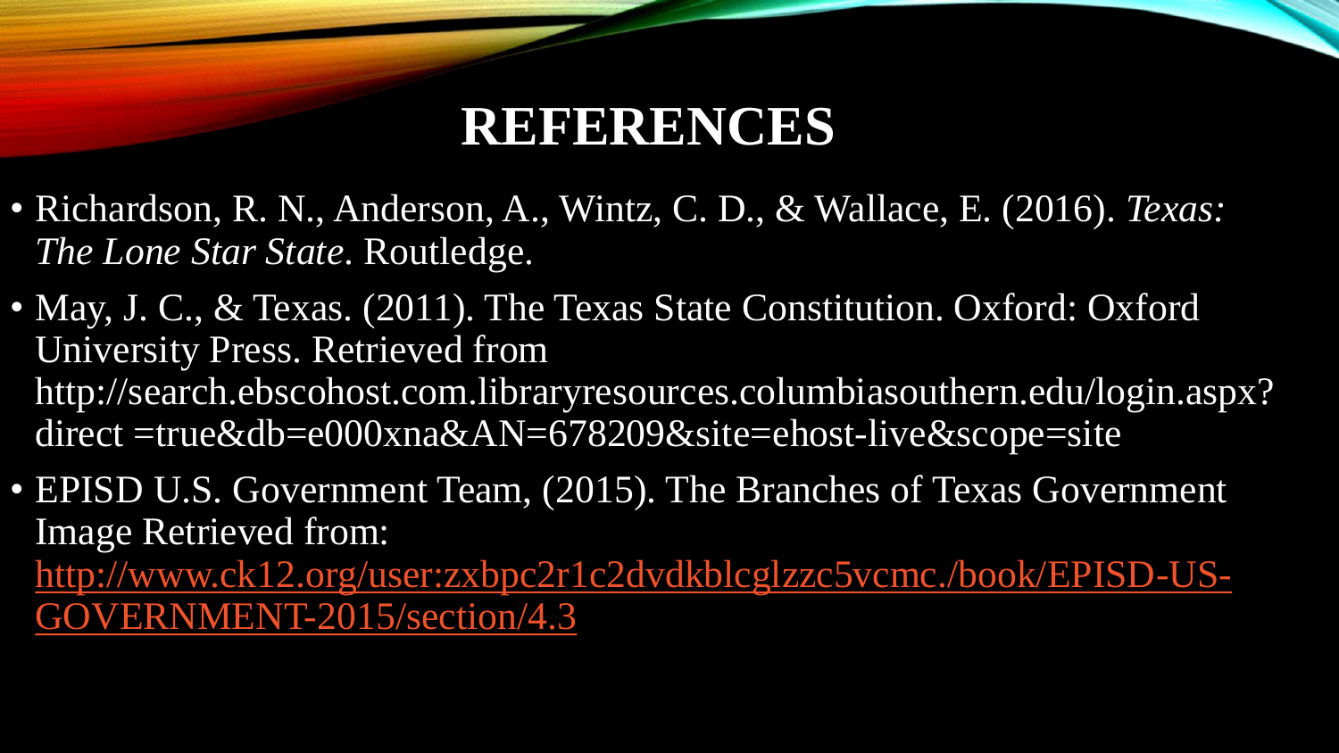# REFERENCES

- Richardson, R. N., Anderson, A., Wintz, C. D., & Wallace, E. (2016). *Texas: The Lone Star State*. Routledge.
- May, J. C., & Texas. (2011). The Texas State Constitution. Oxford: Oxford University Press. Retrieved from http://search.ebscohost.com.libraryresources.columbiasouthern.edu/login.aspx?direct =true&db=e000xna&AN=678209&site=ehost-live&scope=site
- EPISD U.S. Government Team, (2015). The Branches of Texas Government Image Retrieved from: [http://www.ck12.org/user:zxbpc2r1c2dvdkblcglzzc5vcmc./book/EPISD-US-GOVERNMENT-2015/section/4.3](http://www.ck12.org/user:zxbpc2r1c2dvdkblcglzzc5vcmc./book/EPISD-US-GOVERNMENT-2015/section/4.3)